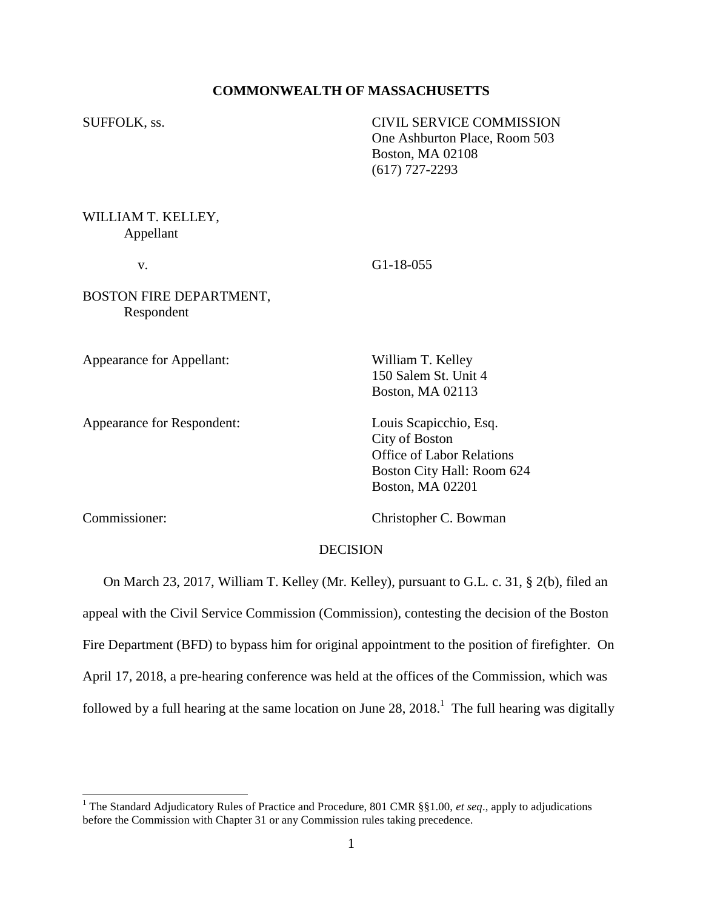**COMMONWEALTH OF MASSACHUSETTS**

SUFFOLK, ss.

CIVIL SERVICE COMMISSION
One Ashburton Place, Room 503
Boston, MA 02108
(617) 727-2293

WILLIAM T. KELLEY,
Appellant

v.

G1-18-055

BOSTON FIRE DEPARTMENT,
Respondent

Appearance for Appellant:

William T. Kelley
150 Salem St. Unit 4
Boston, MA 02113

Appearance for Respondent:

Louis Scapicchio, Esq.
City of Boston
Office of Labor Relations
Boston City Hall: Room 624
Boston, MA 02201

Commissioner:

Christopher C. Bowman

DECISION

On March 23, 2017, William T. Kelley (Mr. Kelley), pursuant to G.L. c. 31, § 2(b), filed an appeal with the Civil Service Commission (Commission), contesting the decision of the Boston Fire Department (BFD) to bypass him for original appointment to the position of firefighter. On April 17, 2018, a pre-hearing conference was held at the offices of the Commission, which was followed by a full hearing at the same location on June 28, 2018.[1] The full hearing was digitally

[1] The Standard Adjudicatory Rules of Practice and Procedure, 801 CMR §§1.00, *et seq*., apply to adjudications before the Commission with Chapter 31 or any Commission rules taking precedence.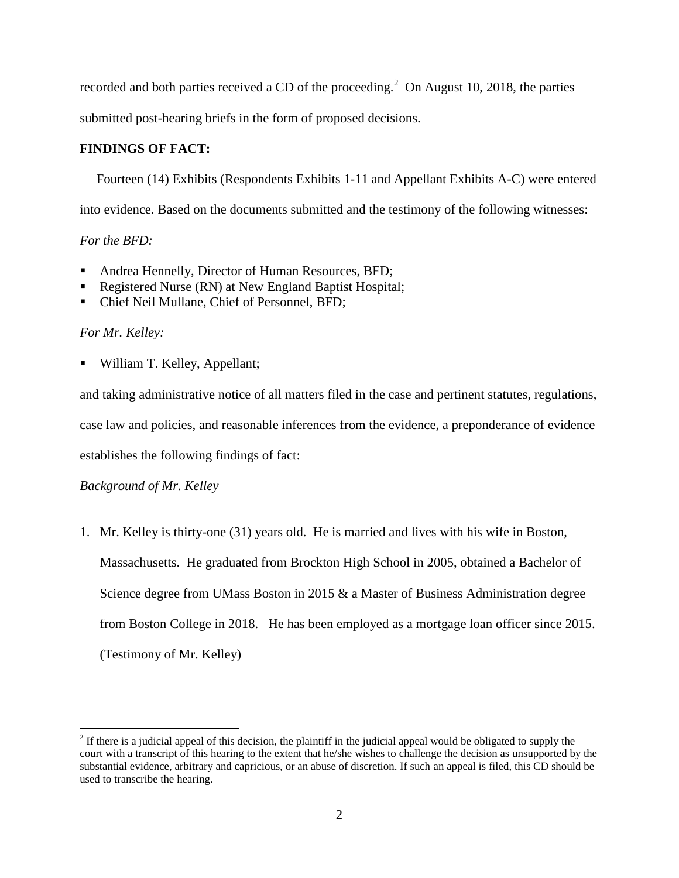recorded and both parties received a CD of the proceeding.[2] On August 10, 2018, the parties submitted post-hearing briefs in the form of proposed decisions.

**FINDINGS OF FACT:**

Fourteen (14) Exhibits (Respondents Exhibits 1-11 and Appellant Exhibits A-C) were entered into evidence. Based on the documents submitted and the testimony of the following witnesses:

*For the BFD:*

- Andrea Hennelly, Director of Human Resources, BFD;
- Registered Nurse (RN) at New England Baptist Hospital;
- Chief Neil Mullane, Chief of Personnel, BFD;

*For Mr. Kelley:*

- William T. Kelley, Appellant;

and taking administrative notice of all matters filed in the case and pertinent statutes, regulations, case law and policies, and reasonable inferences from the evidence, a preponderance of evidence establishes the following findings of fact:

*Background of Mr. Kelley*

1. Mr. Kelley is thirty-one (31) years old. He is married and lives with his wife in Boston, Massachusetts. He graduated from Brockton High School in 2005, obtained a Bachelor of Science degree from UMass Boston in 2015 & a Master of Business Administration degree from Boston College in 2018. He has been employed as a mortgage loan officer since 2015. (Testimony of Mr. Kelley)

[2] If there is a judicial appeal of this decision, the plaintiff in the judicial appeal would be obligated to supply the court with a transcript of this hearing to the extent that he/she wishes to challenge the decision as unsupported by the substantial evidence, arbitrary and capricious, or an abuse of discretion. If such an appeal is filed, this CD should be used to transcribe the hearing.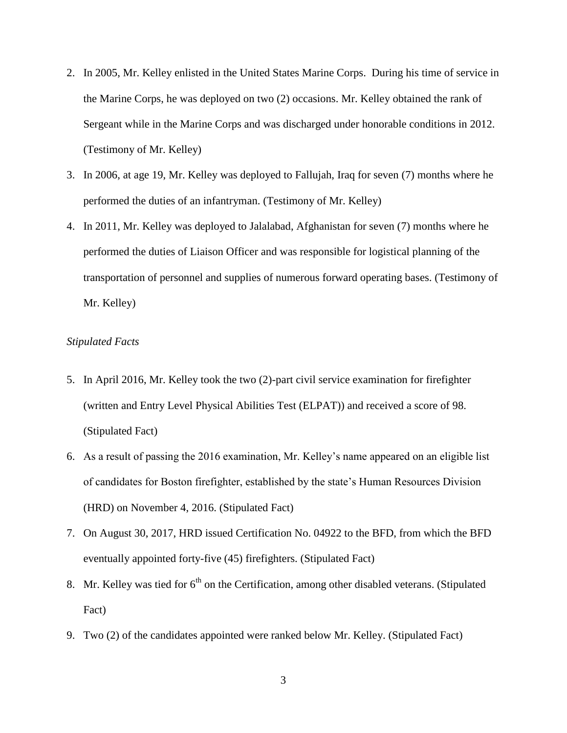2. In 2005, Mr. Kelley enlisted in the United States Marine Corps. During his time of service in the Marine Corps, he was deployed on two (2) occasions. Mr. Kelley obtained the rank of Sergeant while in the Marine Corps and was discharged under honorable conditions in 2012. (Testimony of Mr. Kelley)
3. In 2006, at age 19, Mr. Kelley was deployed to Fallujah, Iraq for seven (7) months where he performed the duties of an infantryman. (Testimony of Mr. Kelley)
4. In 2011, Mr. Kelley was deployed to Jalalabad, Afghanistan for seven (7) months where he performed the duties of Liaison Officer and was responsible for logistical planning of the transportation of personnel and supplies of numerous forward operating bases. (Testimony of Mr. Kelley)

*Stipulated Facts*

5. In April 2016, Mr. Kelley took the two (2)-part civil service examination for firefighter (written and Entry Level Physical Abilities Test (ELPAT)) and received a score of 98. (Stipulated Fact)
6. As a result of passing the 2016 examination, Mr. Kelley's name appeared on an eligible list of candidates for Boston firefighter, established by the state's Human Resources Division (HRD) on November 4, 2016. (Stipulated Fact)
7. On August 30, 2017, HRD issued Certification No. 04922 to the BFD, from which the BFD eventually appointed forty-five (45) firefighters. (Stipulated Fact)
8. Mr. Kelley was tied for 6th on the Certification, among other disabled veterans. (Stipulated Fact)
9. Two (2) of the candidates appointed were ranked below Mr. Kelley. (Stipulated Fact)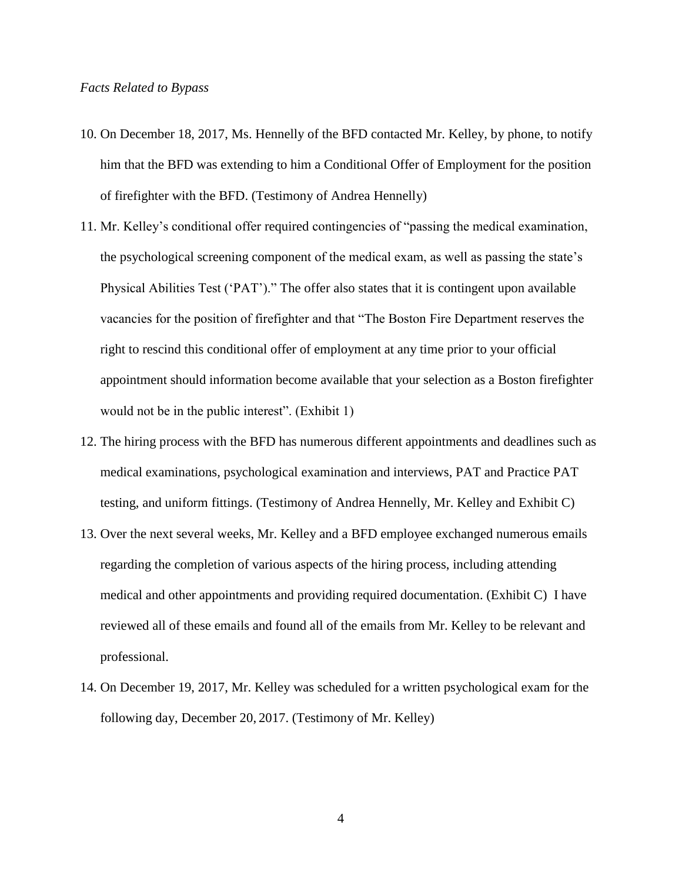*Facts Related to Bypass*

10. On December 18, 2017, Ms. Hennelly of the BFD contacted Mr. Kelley, by phone, to notify him that the BFD was extending to him a Conditional Offer of Employment for the position of firefighter with the BFD. (Testimony of Andrea Hennelly)

11. Mr. Kelley's conditional offer required contingencies of "passing the medical examination, the psychological screening component of the medical exam, as well as passing the state's Physical Abilities Test ('PAT')." The offer also states that it is contingent upon available vacancies for the position of firefighter and that "The Boston Fire Department reserves the right to rescind this conditional offer of employment at any time prior to your official appointment should information become available that your selection as a Boston firefighter would not be in the public interest". (Exhibit 1)

12. The hiring process with the BFD has numerous different appointments and deadlines such as medical examinations, psychological examination and interviews, PAT and Practice PAT testing, and uniform fittings. (Testimony of Andrea Hennelly, Mr. Kelley and Exhibit C)

13. Over the next several weeks, Mr. Kelley and a BFD employee exchanged numerous emails regarding the completion of various aspects of the hiring process, including attending medical and other appointments and providing required documentation. (Exhibit C) I have reviewed all of these emails and found all of the emails from Mr. Kelley to be relevant and professional.

14. On December 19, 2017, Mr. Kelley was scheduled for a written psychological exam for the following day, December 20, 2017. (Testimony of Mr. Kelley)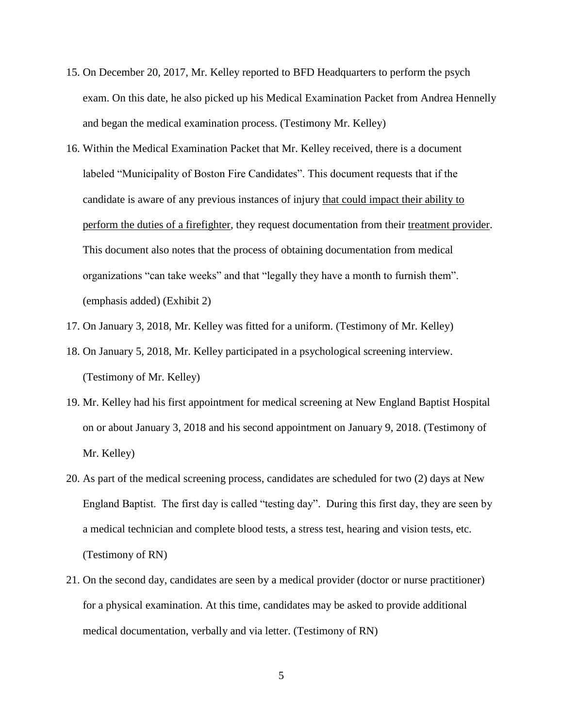15. On December 20, 2017, Mr. Kelley reported to BFD Headquarters to perform the psych exam. On this date, he also picked up his Medical Examination Packet from Andrea Hennelly and began the medical examination process. (Testimony Mr. Kelley)
16. Within the Medical Examination Packet that Mr. Kelley received, there is a document labeled "Municipality of Boston Fire Candidates". This document requests that if the candidate is aware of any previous instances of injury <u>that could impact their ability to perform the duties of a firefighter</u>, they request documentation from their <u>treatment provider</u>. This document also notes that the process of obtaining documentation from medical organizations "can take weeks" and that "legally they have a month to furnish them". (emphasis added) (Exhibit 2)
17. On January 3, 2018, Mr. Kelley was fitted for a uniform. (Testimony of Mr. Kelley)
18. On January 5, 2018, Mr. Kelley participated in a psychological screening interview. (Testimony of Mr. Kelley)
19. Mr. Kelley had his first appointment for medical screening at New England Baptist Hospital on or about January 3, 2018 and his second appointment on January 9, 2018. (Testimony of Mr. Kelley)
20. As part of the medical screening process, candidates are scheduled for two (2) days at New England Baptist. The first day is called "testing day". During this first day, they are seen by a medical technician and complete blood tests, a stress test, hearing and vision tests, etc. (Testimony of RN)
21. On the second day, candidates are seen by a medical provider (doctor or nurse practitioner) for a physical examination. At this time, candidates may be asked to provide additional medical documentation, verbally and via letter. (Testimony of RN)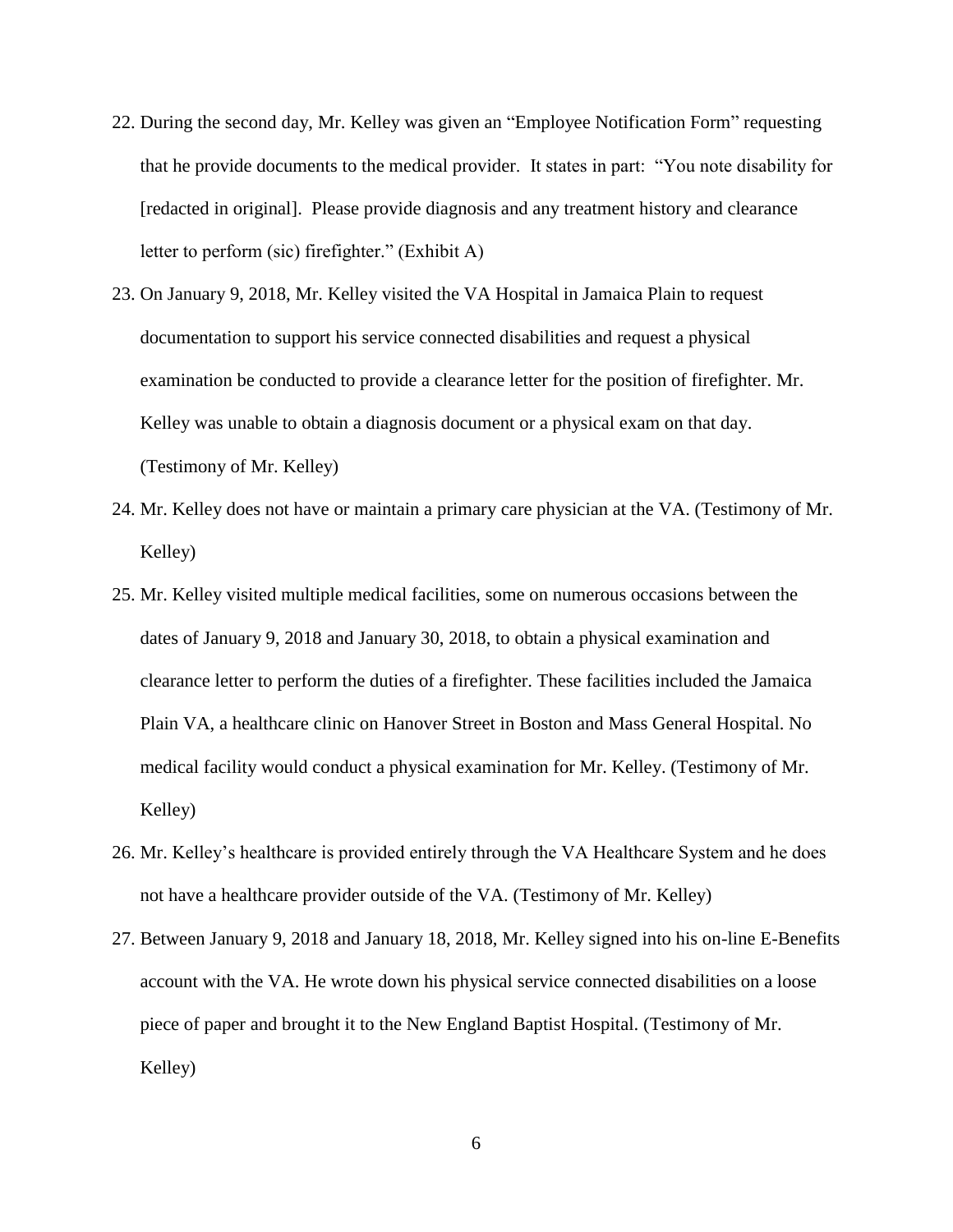22. During the second day, Mr. Kelley was given an "Employee Notification Form" requesting that he provide documents to the medical provider. It states in part: "You note disability for [redacted in original]. Please provide diagnosis and any treatment history and clearance letter to perform (sic) firefighter." (Exhibit A)
23. On January 9, 2018, Mr. Kelley visited the VA Hospital in Jamaica Plain to request documentation to support his service connected disabilities and request a physical examination be conducted to provide a clearance letter for the position of firefighter. Mr. Kelley was unable to obtain a diagnosis document or a physical exam on that day. (Testimony of Mr. Kelley)
24. Mr. Kelley does not have or maintain a primary care physician at the VA. (Testimony of Mr. Kelley)
25. Mr. Kelley visited multiple medical facilities, some on numerous occasions between the dates of January 9, 2018 and January 30, 2018, to obtain a physical examination and clearance letter to perform the duties of a firefighter. These facilities included the Jamaica Plain VA, a healthcare clinic on Hanover Street in Boston and Mass General Hospital. No medical facility would conduct a physical examination for Mr. Kelley. (Testimony of Mr. Kelley)
26. Mr. Kelley's healthcare is provided entirely through the VA Healthcare System and he does not have a healthcare provider outside of the VA. (Testimony of Mr. Kelley)
27. Between January 9, 2018 and January 18, 2018, Mr. Kelley signed into his on-line E-Benefits account with the VA. He wrote down his physical service connected disabilities on a loose piece of paper and brought it to the New England Baptist Hospital. (Testimony of Mr. Kelley)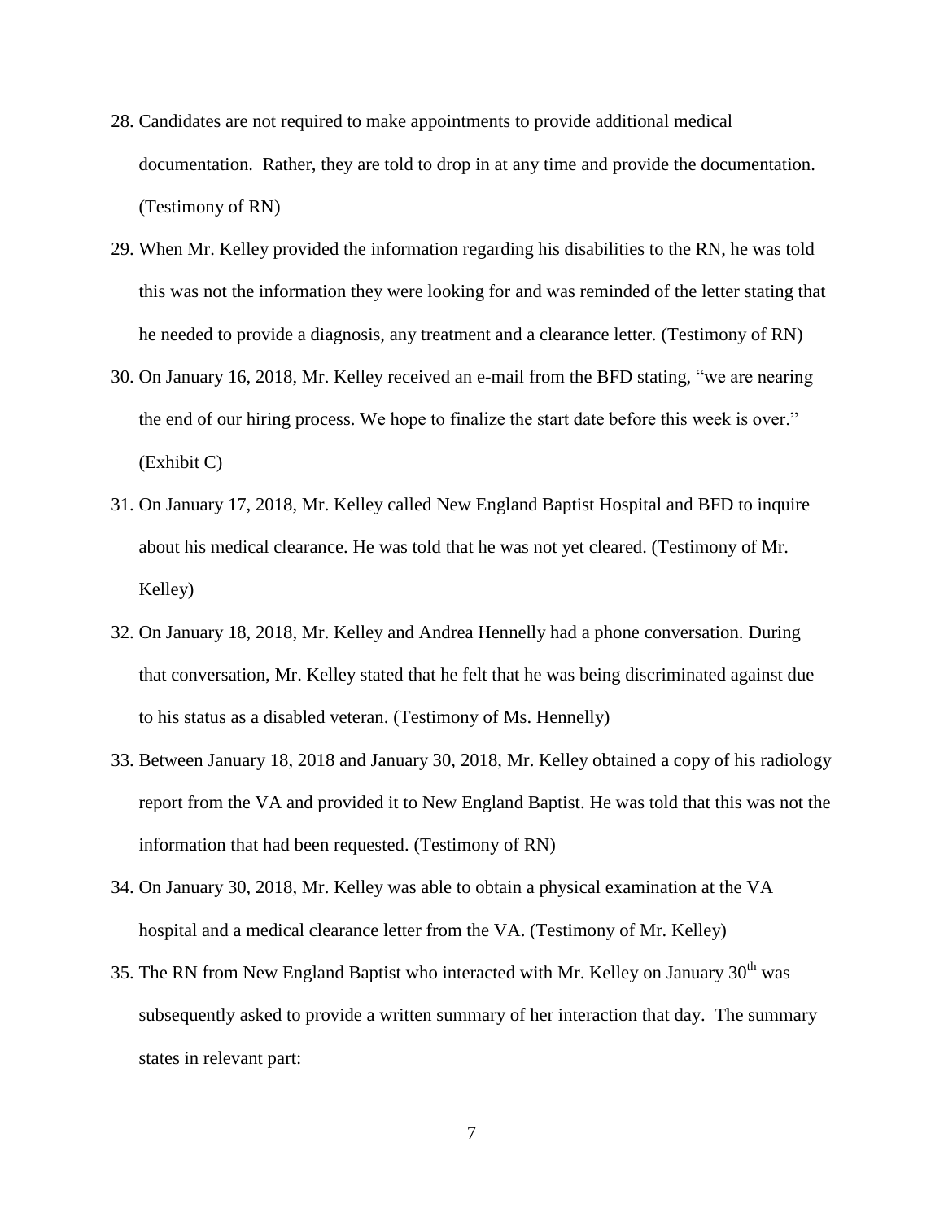28. Candidates are not required to make appointments to provide additional medical documentation. Rather, they are told to drop in at any time and provide the documentation. (Testimony of RN)
29. When Mr. Kelley provided the information regarding his disabilities to the RN, he was told this was not the information they were looking for and was reminded of the letter stating that he needed to provide a diagnosis, any treatment and a clearance letter. (Testimony of RN)
30. On January 16, 2018, Mr. Kelley received an e-mail from the BFD stating, "we are nearing the end of our hiring process. We hope to finalize the start date before this week is over." (Exhibit C)
31. On January 17, 2018, Mr. Kelley called New England Baptist Hospital and BFD to inquire about his medical clearance. He was told that he was not yet cleared. (Testimony of Mr. Kelley)
32. On January 18, 2018, Mr. Kelley and Andrea Hennelly had a phone conversation. During that conversation, Mr. Kelley stated that he felt that he was being discriminated against due to his status as a disabled veteran. (Testimony of Ms. Hennelly)
33. Between January 18, 2018 and January 30, 2018, Mr. Kelley obtained a copy of his radiology report from the VA and provided it to New England Baptist. He was told that this was not the information that had been requested. (Testimony of RN)
34. On January 30, 2018, Mr. Kelley was able to obtain a physical examination at the VA hospital and a medical clearance letter from the VA. (Testimony of Mr. Kelley)
35. The RN from New England Baptist who interacted with Mr. Kelley on January 30th was subsequently asked to provide a written summary of her interaction that day. The summary states in relevant part: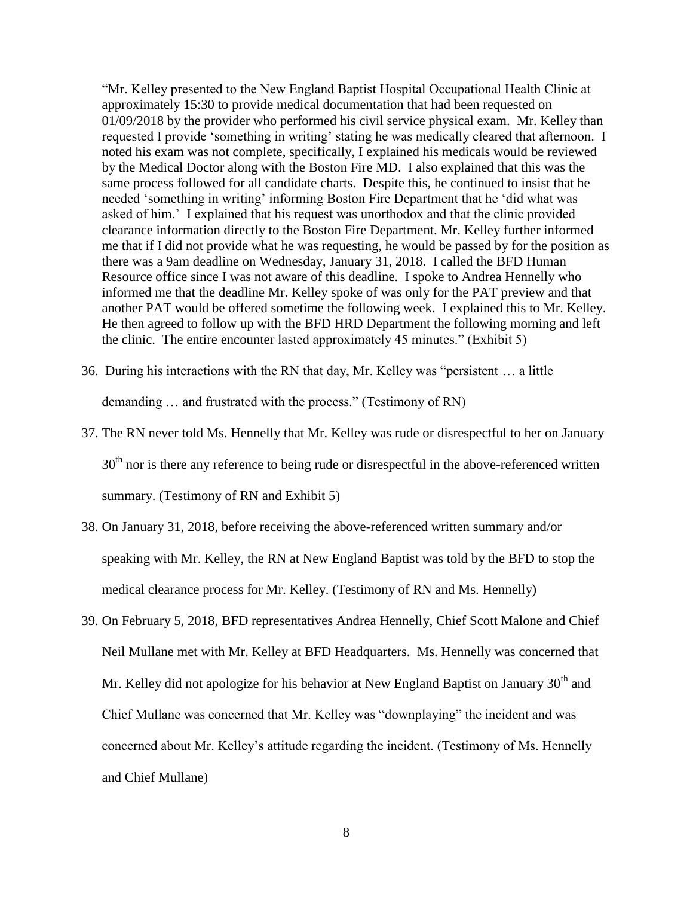> "Mr. Kelley presented to the New England Baptist Hospital Occupational Health Clinic at approximately 15:30 to provide medical documentation that had been requested on 01/09/2018 by the provider who performed his civil service physical exam. Mr. Kelley than requested I provide 'something in writing' stating he was medically cleared that afternoon. I noted his exam was not complete, specifically, I explained his medicals would be reviewed by the Medical Doctor along with the Boston Fire MD. I also explained that this was the same process followed for all candidate charts. Despite this, he continued to insist that he needed 'something in writing' informing Boston Fire Department that he 'did what was asked of him.' I explained that his request was unorthodox and that the clinic provided clearance information directly to the Boston Fire Department. Mr. Kelley further informed me that if I did not provide what he was requesting, he would be passed by for the position as there was a 9am deadline on Wednesday, January 31, 2018. I called the BFD Human Resource office since I was not aware of this deadline. I spoke to Andrea Hennelly who informed me that the deadline Mr. Kelley spoke of was only for the PAT preview and that another PAT would be offered sometime the following week. I explained this to Mr. Kelley. He then agreed to follow up with the BFD HRD Department the following morning and left the clinic. The entire encounter lasted approximately 45 minutes." (Exhibit 5)

36. During his interactions with the RN that day, Mr. Kelley was "persistent … a little demanding … and frustrated with the process." (Testimony of RN)

37. The RN never told Ms. Hennelly that Mr. Kelley was rude or disrespectful to her on January 30th nor is there any reference to being rude or disrespectful in the above-referenced written summary. (Testimony of RN and Exhibit 5)

38. On January 31, 2018, before receiving the above-referenced written summary and/or speaking with Mr. Kelley, the RN at New England Baptist was told by the BFD to stop the medical clearance process for Mr. Kelley. (Testimony of RN and Ms. Hennelly)

39. On February 5, 2018, BFD representatives Andrea Hennelly, Chief Scott Malone and Chief Neil Mullane met with Mr. Kelley at BFD Headquarters. Ms. Hennelly was concerned that Mr. Kelley did not apologize for his behavior at New England Baptist on January 30th and Chief Mullane was concerned that Mr. Kelley was "downplaying" the incident and was concerned about Mr. Kelley's attitude regarding the incident. (Testimony of Ms. Hennelly and Chief Mullane)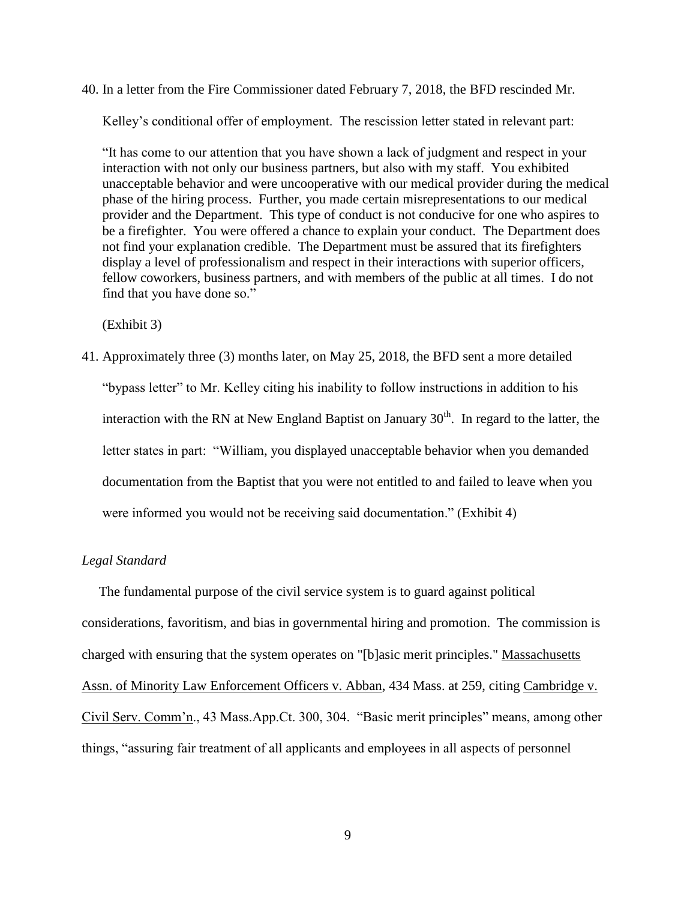40. In a letter from the Fire Commissioner dated February 7, 2018, the BFD rescinded Mr. Kelley's conditional offer of employment. The rescission letter stated in relevant part:

 "It has come to our attention that you have shown a lack of judgment and respect in your interaction with not only our business partners, but also with my staff. You exhibited unacceptable behavior and were uncooperative with our medical provider during the medical phase of the hiring process. Further, you made certain misrepresentations to our medical provider and the Department. This type of conduct is not conducive for one who aspires to be a firefighter. You were offered a chance to explain your conduct. The Department does not find your explanation credible. The Department must be assured that its firefighters display a level of professionalism and respect in their interactions with superior officers, fellow coworkers, business partners, and with members of the public at all times. I do not find that you have done so."

 (Exhibit 3)

41. Approximately three (3) months later, on May 25, 2018, the BFD sent a more detailed "bypass letter" to Mr. Kelley citing his inability to follow instructions in addition to his interaction with the RN at New England Baptist on January 30th. In regard to the latter, the letter states in part: "William, you displayed unacceptable behavior when you demanded documentation from the Baptist that you were not entitled to and failed to leave when you were informed you would not be receiving said documentation." (Exhibit 4)

*Legal Standard*

The fundamental purpose of the civil service system is to guard against political considerations, favoritism, and bias in governmental hiring and promotion. The commission is charged with ensuring that the system operates on "[b]asic merit principles." Massachusetts Assn. of Minority Law Enforcement Officers v. Abban, 434 Mass. at 259, citing Cambridge v. Civil Serv. Comm'n., 43 Mass.App.Ct. 300, 304. "Basic merit principles" means, among other things, "assuring fair treatment of all applicants and employees in all aspects of personnel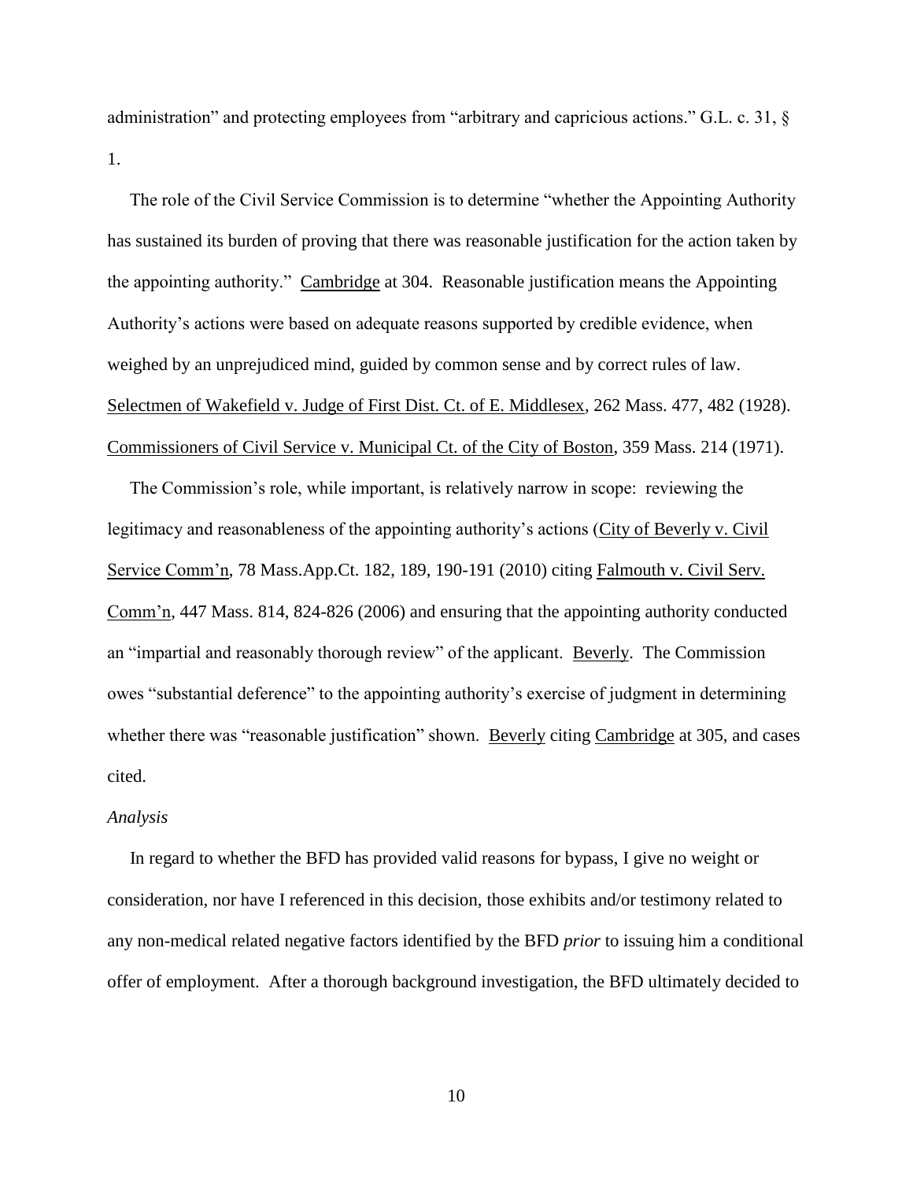administration" and protecting employees from "arbitrary and capricious actions." G.L. c. 31, § 1.

The role of the Civil Service Commission is to determine "whether the Appointing Authority has sustained its burden of proving that there was reasonable justification for the action taken by the appointing authority." Cambridge at 304. Reasonable justification means the Appointing Authority's actions were based on adequate reasons supported by credible evidence, when weighed by an unprejudiced mind, guided by common sense and by correct rules of law. Selectmen of Wakefield v. Judge of First Dist. Ct. of E. Middlesex, 262 Mass. 477, 482 (1928). Commissioners of Civil Service v. Municipal Ct. of the City of Boston, 359 Mass. 214 (1971).

The Commission's role, while important, is relatively narrow in scope: reviewing the legitimacy and reasonableness of the appointing authority's actions (City of Beverly v. Civil Service Comm'n, 78 Mass.App.Ct. 182, 189, 190-191 (2010) citing Falmouth v. Civil Serv. Comm'n, 447 Mass. 814, 824-826 (2006) and ensuring that the appointing authority conducted an "impartial and reasonably thorough review" of the applicant. Beverly. The Commission owes "substantial deference" to the appointing authority's exercise of judgment in determining whether there was "reasonable justification" shown. Beverly citing Cambridge at 305, and cases cited.

*Analysis*

In regard to whether the BFD has provided valid reasons for bypass, I give no weight or consideration, nor have I referenced in this decision, those exhibits and/or testimony related to any non-medical related negative factors identified by the BFD *prior* to issuing him a conditional offer of employment. After a thorough background investigation, the BFD ultimately decided to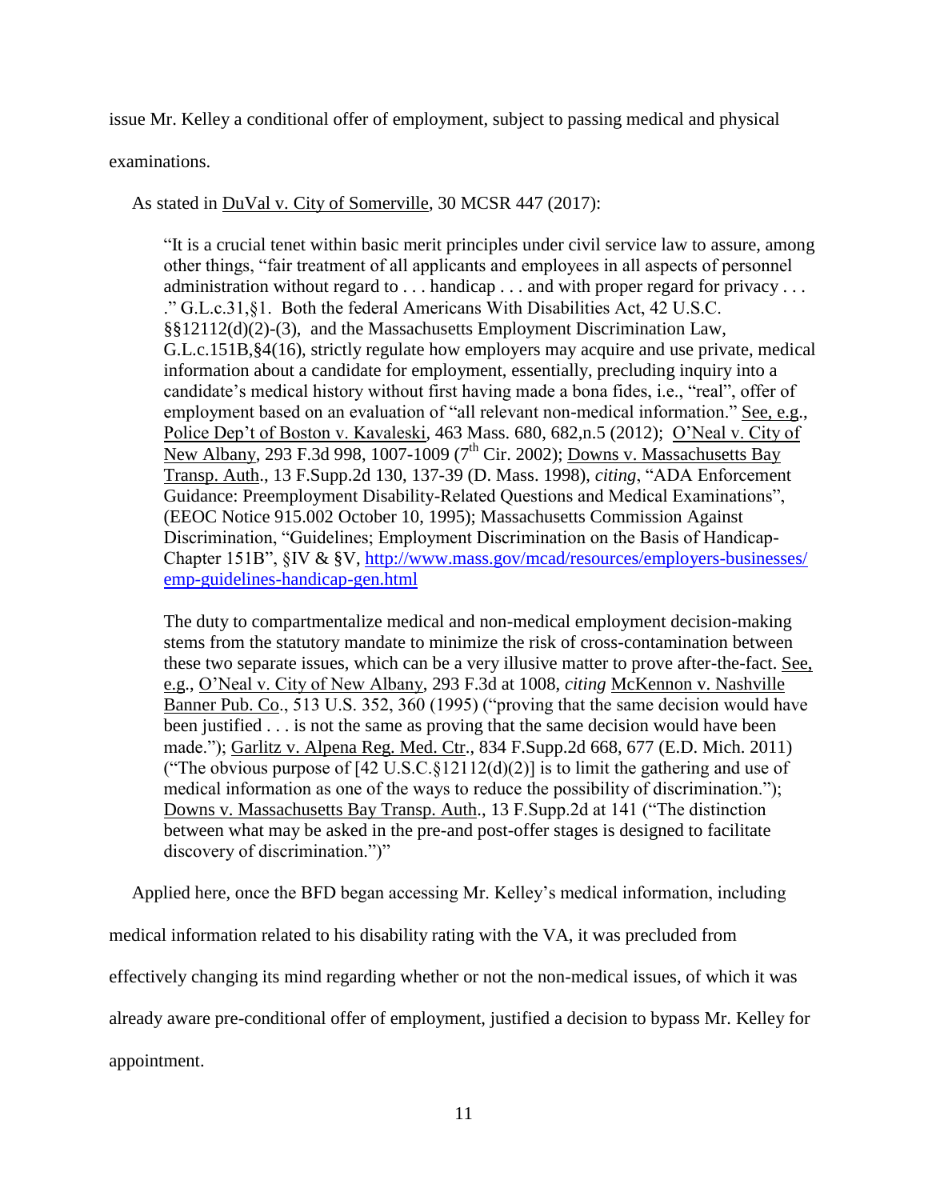issue Mr. Kelley a conditional offer of employment, subject to passing medical and physical examinations.

As stated in DuVal v. City of Somerville, 30 MCSR 447 (2017):

> "It is a crucial tenet within basic merit principles under civil service law to assure, among other things, "fair treatment of all applicants and employees in all aspects of personnel administration without regard to . . . handicap . . . and with proper regard for privacy . . . ." G.L.c.31,§1. Both the federal Americans With Disabilities Act, 42 U.S.C. §§12112(d)(2)-(3), and the Massachusetts Employment Discrimination Law, G.L.c.151B,§4(16), strictly regulate how employers may acquire and use private, medical information about a candidate for employment, essentially, precluding inquiry into a candidate's medical history without first having made a bona fides, i.e., "real", offer of employment based on an evaluation of "all relevant non-medical information." See, e.g., Police Dep't of Boston v. Kavaleski, 463 Mass. 680, 682,n.5 (2012); O'Neal v. City of New Albany, 293 F.3d 998, 1007-1009 (7th Cir. 2002); Downs v. Massachusetts Bay Transp. Auth., 13 F.Supp.2d 130, 137-39 (D. Mass. 1998), *citing*, "ADA Enforcement Guidance: Preemployment Disability-Related Questions and Medical Examinations", (EEOC Notice 915.002 October 10, 1995); Massachusetts Commission Against Discrimination, "Guidelines; Employment Discrimination on the Basis of Handicap-Chapter 151B", §IV & §V, http://www.mass.gov/mcad/resources/employers-businesses/emp-guidelines-handicap-gen.html
>
> The duty to compartmentalize medical and non-medical employment decision-making stems from the statutory mandate to minimize the risk of cross-contamination between these two separate issues, which can be a very illusive matter to prove after-the-fact. See, e.g., O'Neal v. City of New Albany, 293 F.3d at 1008, *citing* McKennon v. Nashville Banner Pub. Co., 513 U.S. 352, 360 (1995) ("proving that the same decision would have been justified . . . is not the same as proving that the same decision would have been made."); Garlitz v. Alpena Reg. Med. Ctr., 834 F.Supp.2d 668, 677 (E.D. Mich. 2011) ("The obvious purpose of [42 U.S.C.§12112(d)(2)] is to limit the gathering and use of medical information as one of the ways to reduce the possibility of discrimination."); Downs v. Massachusetts Bay Transp. Auth., 13 F.Supp.2d at 141 ("The distinction between what may be asked in the pre-and post-offer stages is designed to facilitate discovery of discrimination.")"

Applied here, once the BFD began accessing Mr. Kelley's medical information, including medical information related to his disability rating with the VA, it was precluded from effectively changing its mind regarding whether or not the non-medical issues, of which it was already aware pre-conditional offer of employment, justified a decision to bypass Mr. Kelley for appointment.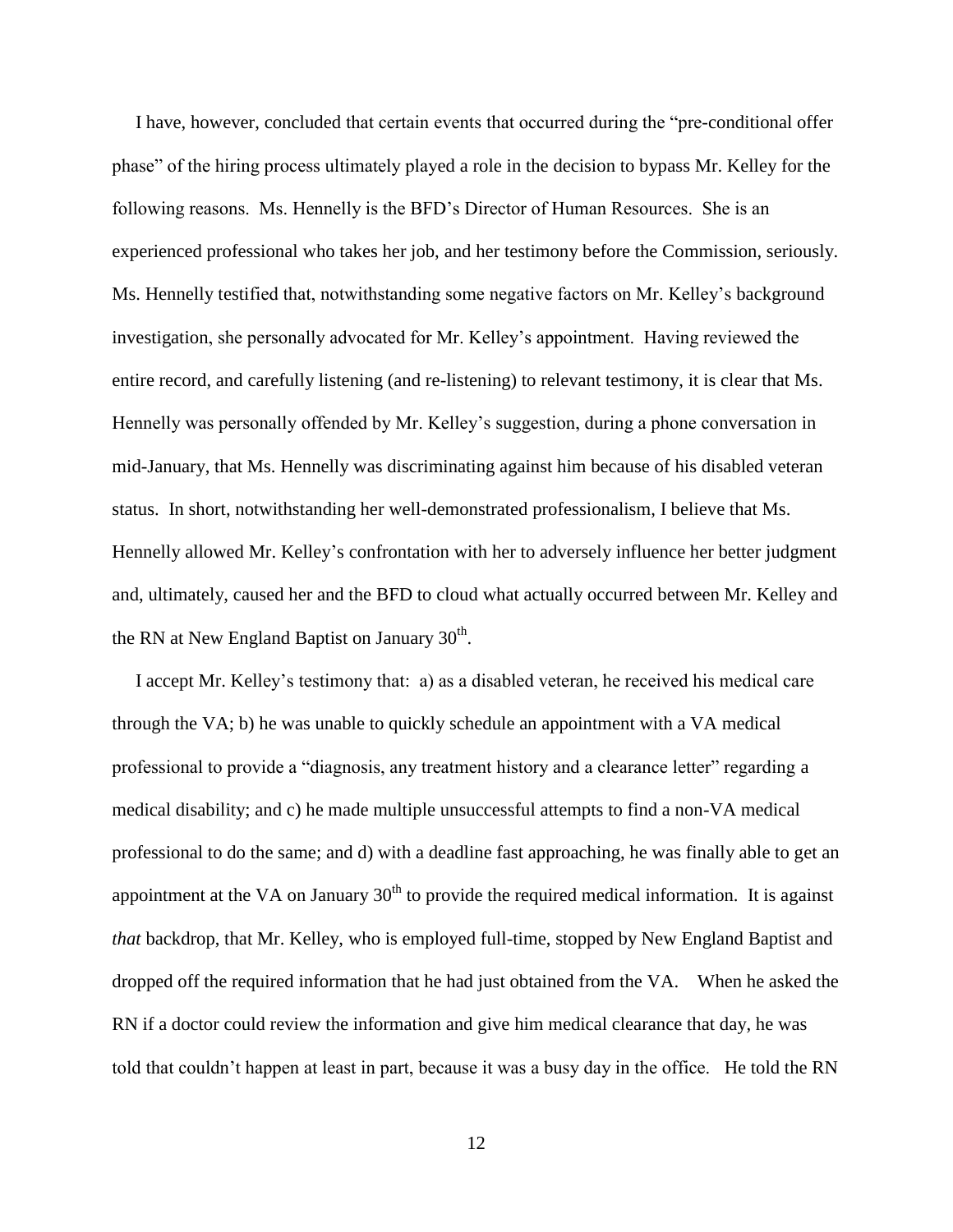I have, however, concluded that certain events that occurred during the "pre-conditional offer phase" of the hiring process ultimately played a role in the decision to bypass Mr. Kelley for the following reasons. Ms. Hennelly is the BFD's Director of Human Resources. She is an experienced professional who takes her job, and her testimony before the Commission, seriously. Ms. Hennelly testified that, notwithstanding some negative factors on Mr. Kelley's background investigation, she personally advocated for Mr. Kelley's appointment. Having reviewed the entire record, and carefully listening (and re-listening) to relevant testimony, it is clear that Ms. Hennelly was personally offended by Mr. Kelley's suggestion, during a phone conversation in mid-January, that Ms. Hennelly was discriminating against him because of his disabled veteran status. In short, notwithstanding her well-demonstrated professionalism, I believe that Ms. Hennelly allowed Mr. Kelley's confrontation with her to adversely influence her better judgment and, ultimately, caused her and the BFD to cloud what actually occurred between Mr. Kelley and the RN at New England Baptist on January 30th.

I accept Mr. Kelley's testimony that: a) as a disabled veteran, he received his medical care through the VA; b) he was unable to quickly schedule an appointment with a VA medical professional to provide a "diagnosis, any treatment history and a clearance letter" regarding a medical disability; and c) he made multiple unsuccessful attempts to find a non-VA medical professional to do the same; and d) with a deadline fast approaching, he was finally able to get an appointment at the VA on January 30th to provide the required medical information. It is against *that* backdrop, that Mr. Kelley, who is employed full-time, stopped by New England Baptist and dropped off the required information that he had just obtained from the VA. When he asked the RN if a doctor could review the information and give him medical clearance that day, he was told that couldn't happen at least in part, because it was a busy day in the office. He told the RN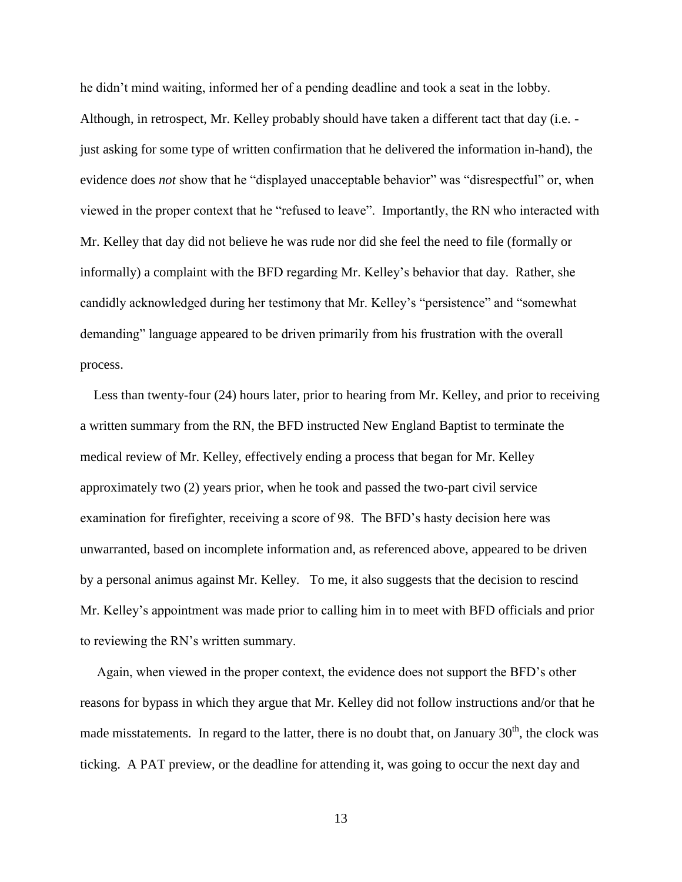he didn't mind waiting, informed her of a pending deadline and took a seat in the lobby. Although, in retrospect, Mr. Kelley probably should have taken a different tact that day (i.e. - just asking for some type of written confirmation that he delivered the information in-hand), the evidence does *not* show that he "displayed unacceptable behavior" was "disrespectful" or, when viewed in the proper context that he "refused to leave". Importantly, the RN who interacted with Mr. Kelley that day did not believe he was rude nor did she feel the need to file (formally or informally) a complaint with the BFD regarding Mr. Kelley's behavior that day. Rather, she candidly acknowledged during her testimony that Mr. Kelley's "persistence" and "somewhat demanding" language appeared to be driven primarily from his frustration with the overall process.

Less than twenty-four (24) hours later, prior to hearing from Mr. Kelley, and prior to receiving a written summary from the RN, the BFD instructed New England Baptist to terminate the medical review of Mr. Kelley, effectively ending a process that began for Mr. Kelley approximately two (2) years prior, when he took and passed the two-part civil service examination for firefighter, receiving a score of 98. The BFD's hasty decision here was unwarranted, based on incomplete information and, as referenced above, appeared to be driven by a personal animus against Mr. Kelley. To me, it also suggests that the decision to rescind Mr. Kelley's appointment was made prior to calling him in to meet with BFD officials and prior to reviewing the RN's written summary.

Again, when viewed in the proper context, the evidence does not support the BFD's other reasons for bypass in which they argue that Mr. Kelley did not follow instructions and/or that he made misstatements. In regard to the latter, there is no doubt that, on January 30th, the clock was ticking. A PAT preview, or the deadline for attending it, was going to occur the next day and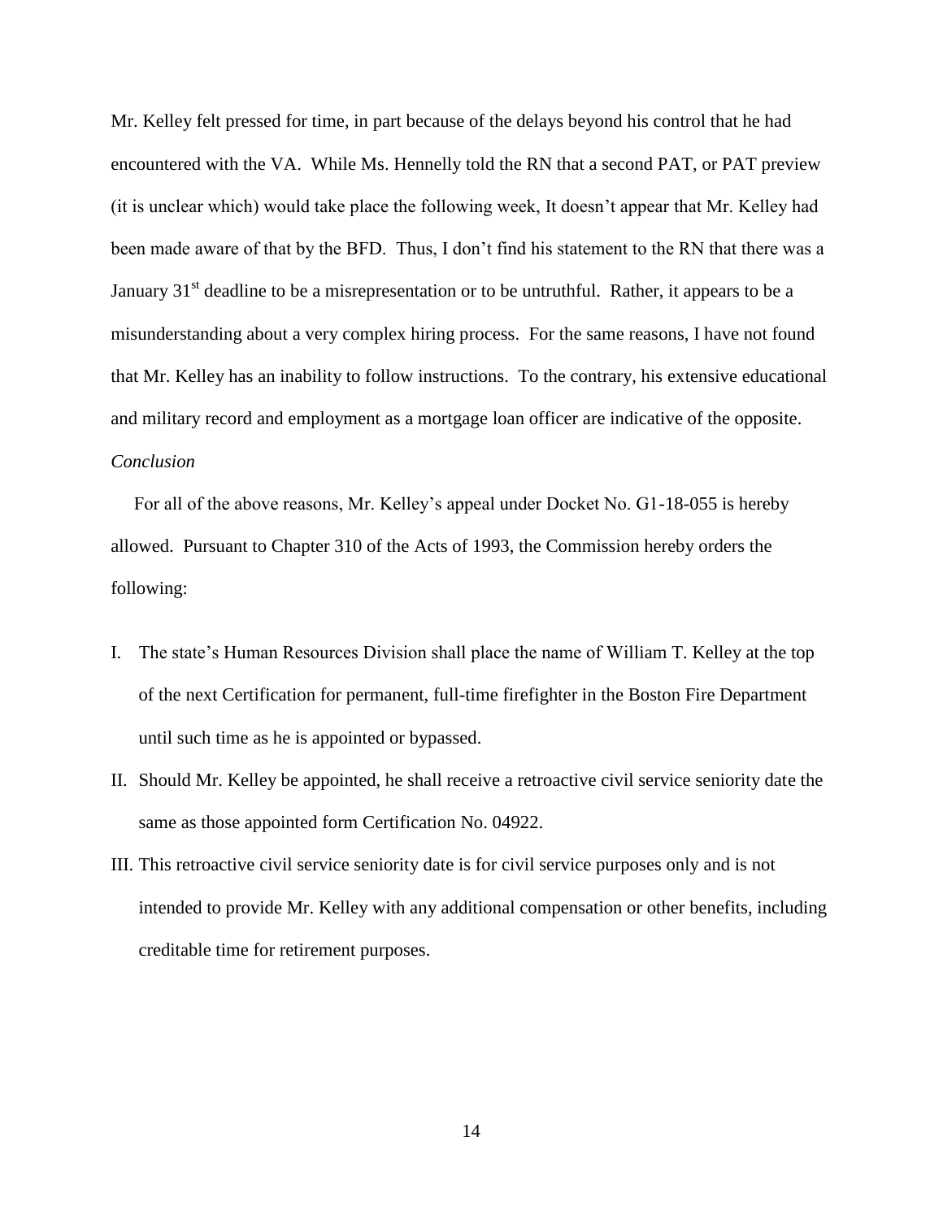Mr. Kelley felt pressed for time, in part because of the delays beyond his control that he had encountered with the VA. While Ms. Hennelly told the RN that a second PAT, or PAT preview (it is unclear which) would take place the following week, It doesn't appear that Mr. Kelley had been made aware of that by the BFD. Thus, I don't find his statement to the RN that there was a January 31st deadline to be a misrepresentation or to be untruthful. Rather, it appears to be a misunderstanding about a very complex hiring process. For the same reasons, I have not found that Mr. Kelley has an inability to follow instructions. To the contrary, his extensive educational and military record and employment as a mortgage loan officer are indicative of the opposite.

*Conclusion*

For all of the above reasons, Mr. Kelley's appeal under Docket No. G1-18-055 is hereby allowed. Pursuant to Chapter 310 of the Acts of 1993, the Commission hereby orders the following:

I. The state's Human Resources Division shall place the name of William T. Kelley at the top of the next Certification for permanent, full-time firefighter in the Boston Fire Department until such time as he is appointed or bypassed.

II. Should Mr. Kelley be appointed, he shall receive a retroactive civil service seniority date the same as those appointed form Certification No. 04922.

III. This retroactive civil service seniority date is for civil service purposes only and is not intended to provide Mr. Kelley with any additional compensation or other benefits, including creditable time for retirement purposes.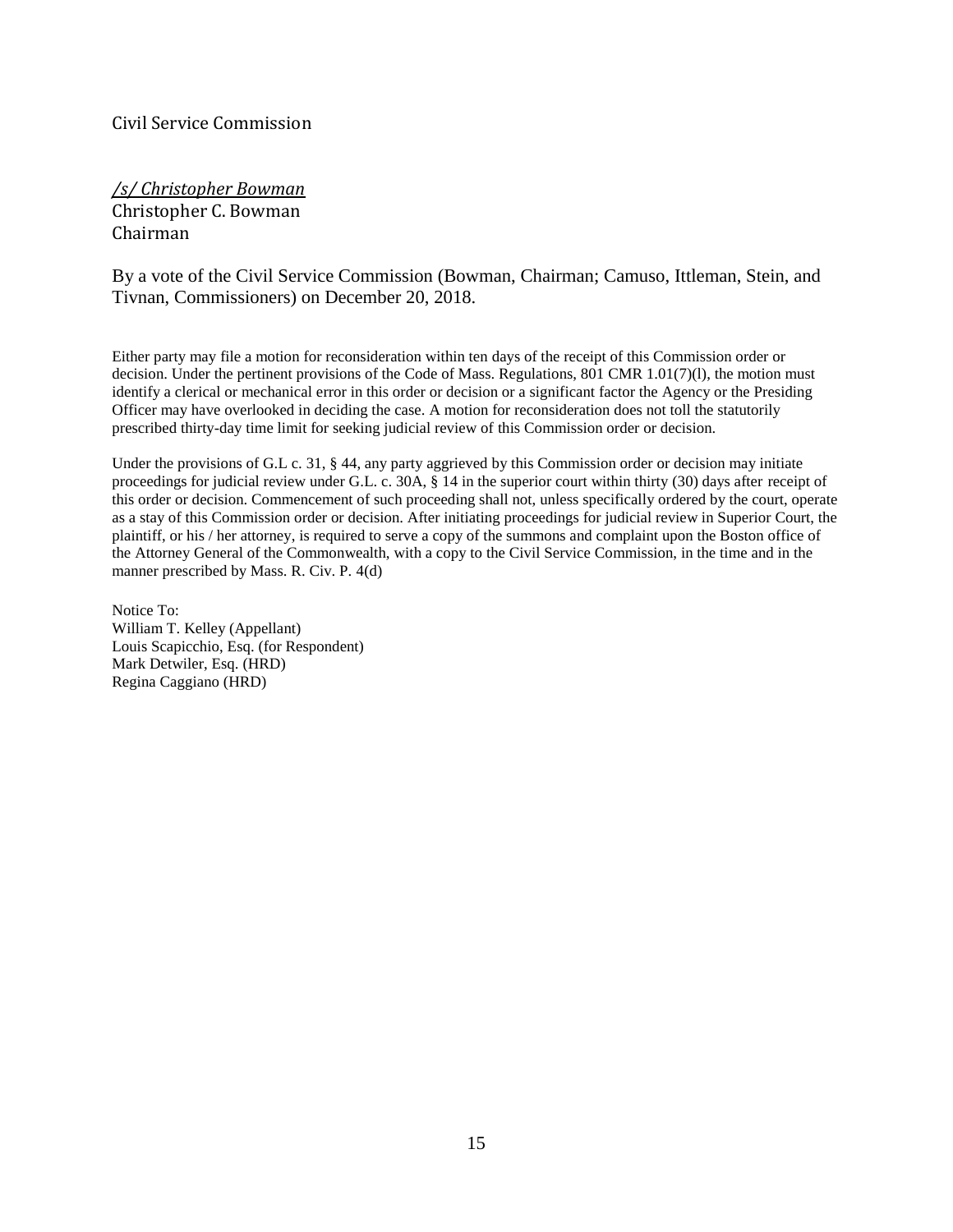Civil Service Commission

*/s/ Christopher Bowman*
Christopher C. Bowman
Chairman

By a vote of the Civil Service Commission (Bowman, Chairman; Camuso, Ittleman, Stein, and Tivnan, Commissioners) on December 20, 2018.

Either party may file a motion for reconsideration within ten days of the receipt of this Commission order or decision. Under the pertinent provisions of the Code of Mass. Regulations, 801 CMR 1.01(7)(l), the motion must identify a clerical or mechanical error in this order or decision or a significant factor the Agency or the Presiding Officer may have overlooked in deciding the case. A motion for reconsideration does not toll the statutorily prescribed thirty-day time limit for seeking judicial review of this Commission order or decision.

Under the provisions of G.L c. 31, § 44, any party aggrieved by this Commission order or decision may initiate proceedings for judicial review under G.L. c. 30A, § 14 in the superior court within thirty (30) days after receipt of this order or decision. Commencement of such proceeding shall not, unless specifically ordered by the court, operate as a stay of this Commission order or decision. After initiating proceedings for judicial review in Superior Court, the plaintiff, or his / her attorney, is required to serve a copy of the summons and complaint upon the Boston office of the Attorney General of the Commonwealth, with a copy to the Civil Service Commission, in the time and in the manner prescribed by Mass. R. Civ. P. 4(d)

Notice To:
William T. Kelley (Appellant)
Louis Scapicchio, Esq. (for Respondent)
Mark Detwiler, Esq. (HRD)
Regina Caggiano (HRD)